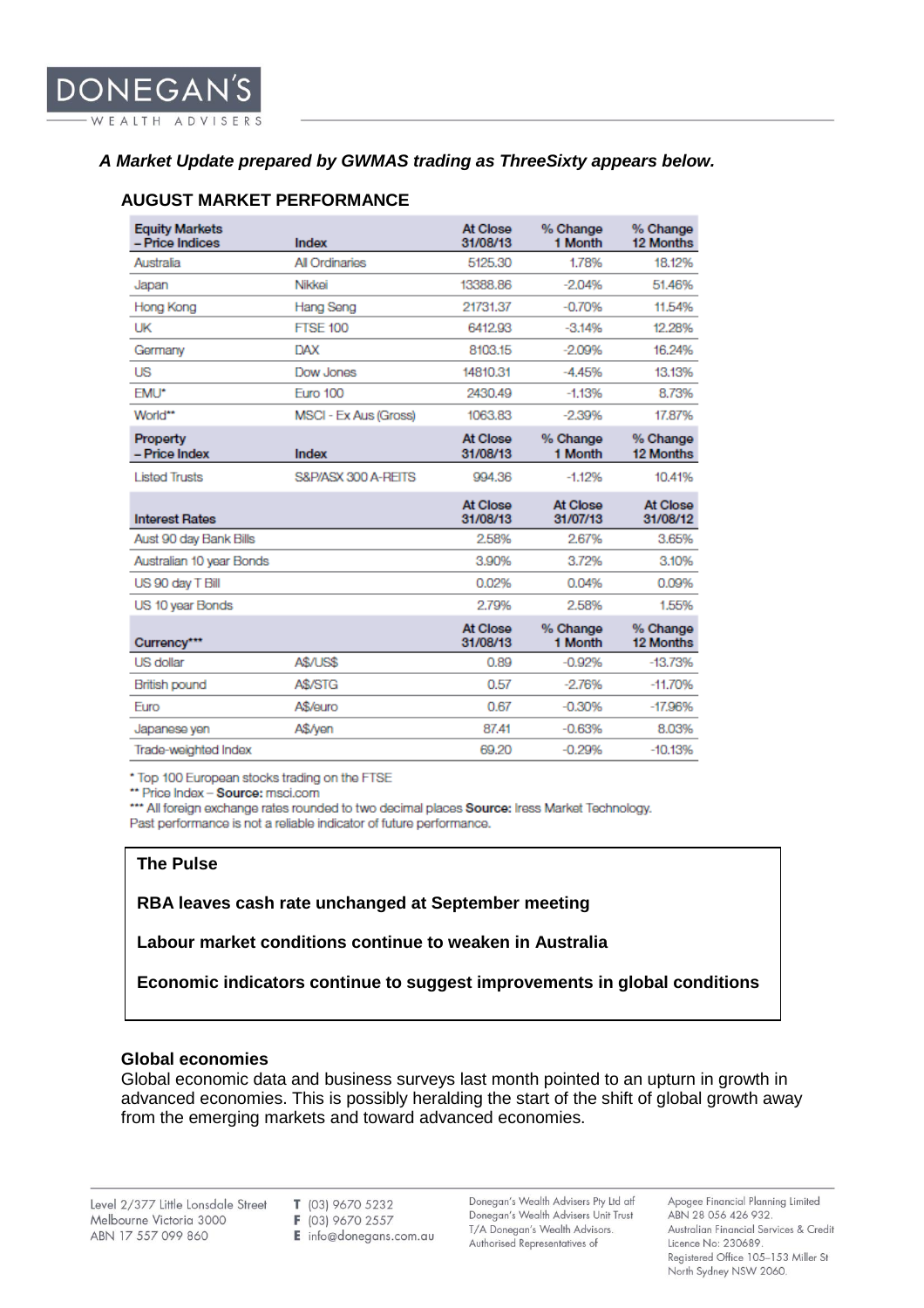DONEGAN'S

WEALTH ADVISERS

***A Market Update prepared by GWMAS trading as ThreeSixty appears below.***

## AUGUST MARKET PERFORMANCE

| Equity Markets – Price Indices | Index | At Close 31/08/13 | % Change 1 Month | % Change 12 Months |
|---|---|---|---|---|
| Australia | All Ordinaries | 5125.30 | 1.78% | 18.12% |
| Japan | Nikkei | 13388.86 | -2.04% | 51.46% |
| Hong Kong | Hang Seng | 21731.37 | -0.70% | 11.54% |
| UK | FTSE 100 | 6412.93 | -3.14% | 12.28% |
| Germany | DAX | 8103.15 | -2.09% | 16.24% |
| US | Dow Jones | 14810.31 | -4.45% | 13.13% |
| EMU* | Euro 100 | 2430.49 | -1.13% | 8.73% |
| World** | MSCI - Ex Aus (Gross) | 1063.83 | -2.39% | 17.87% |
| **Property – Price Index** | **Index** | **At Close 31/08/13** | **% Change 1 Month** | **% Change 12 Months** |
| Listed Trusts | S&P/ASX 300 A-REITS | 994.36 | -1.12% | 10.41% |
| **Interest Rates** | | **At Close 31/08/13** | **At Close 31/07/13** | **At Close 31/08/12** |
| Aust 90 day Bank Bills | | 2.58% | 2.67% | 3.65% |
| Australian 10 year Bonds | | 3.90% | 3.72% | 3.10% |
| US 90 day T Bill | | 0.02% | 0.04% | 0.09% |
| US 10 year Bonds | | 2.79% | 2.58% | 1.55% |
| **Currency*** ** | | **At Close 31/08/13** | **% Change 1 Month** | **% Change 12 Months** |
| US dollar | A$/US$ | 0.89 | -0.92% | -13.73% |
| British pound | A$/STG | 0.57 | -2.76% | -11.70% |
| Euro | A$/euro | 0.67 | -0.30% | -17.96% |
| Japanese yen | A$/yen | 87.41 | -0.63% | 8.03% |
| Trade-weighted Index | | 69.20 | -0.29% | -10.13% |

\* Top 100 European stocks trading on the FTSE
\** Price Index – **Source:** msci.com
\*** All foreign exchange rates rounded to two decimal places **Source:** Iress Market Technology.
Past performance is not a reliable indicator of future performance.

**The Pulse**

**RBA leaves cash rate unchanged at September meeting**

**Labour market conditions continue to weaken in Australia**

**Economic indicators continue to suggest improvements in global conditions**

### Global economies

Global economic data and business surveys last month pointed to an upturn in growth in advanced economies. This is possibly heralding the start of the shift of global growth away from the emerging markets and toward advanced economies.

Level 2/377 Little Lonsdale Street
Melbourne Victoria 3000
ABN 17 557 099 860

T (03) 9670 5232
F (03) 9670 2557
E info@donegans.com.au

Donegan's Wealth Advisers Pty Ltd atf Donegan's Wealth Advisers Unit Trust T/A Donegan's Wealth Advisors. Authorised Representatives of

Apogee Financial Planning Limited ABN 28 056 426 932. Australian Financial Services & Credit Licence No: 230689. Registered Office 105–153 Miller St North Sydney NSW 2060.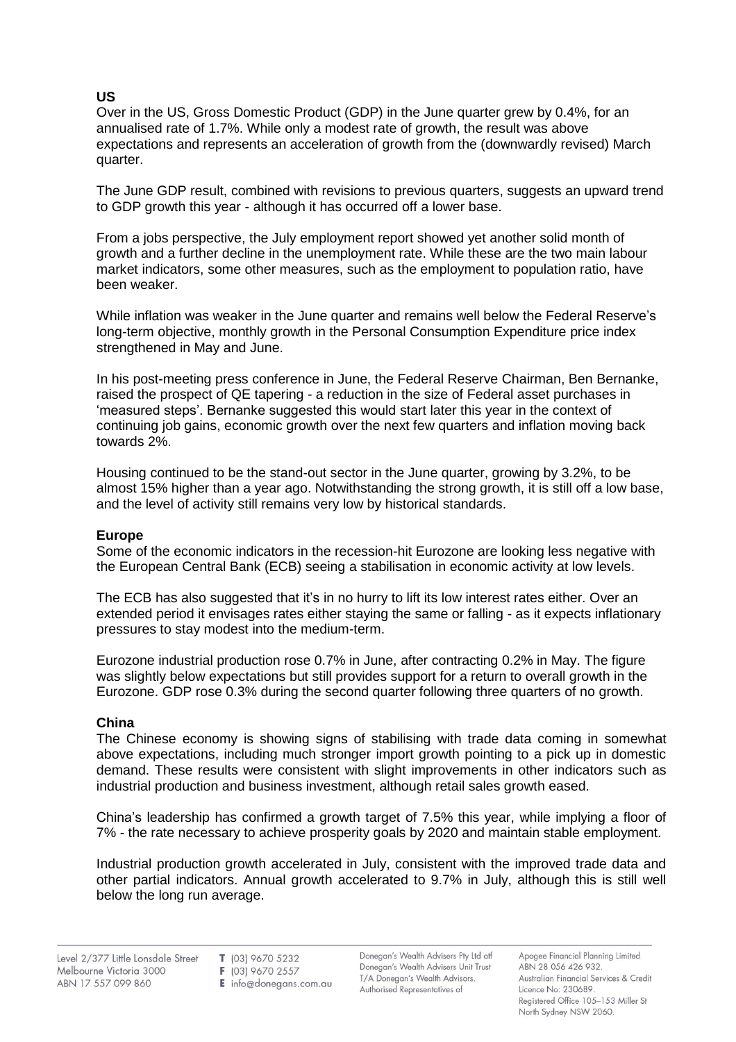**US**

Over in the US, Gross Domestic Product (GDP) in the June quarter grew by 0.4%, for an annualised rate of 1.7%. While only a modest rate of growth, the result was above expectations and represents an acceleration of growth from the (downwardly revised) March quarter.

The June GDP result, combined with revisions to previous quarters, suggests an upward trend to GDP growth this year - although it has occurred off a lower base.

From a jobs perspective, the July employment report showed yet another solid month of growth and a further decline in the unemployment rate. While these are the two main labour market indicators, some other measures, such as the employment to population ratio, have been weaker.

While inflation was weaker in the June quarter and remains well below the Federal Reserve's long-term objective, monthly growth in the Personal Consumption Expenditure price index strengthened in May and June.

In his post-meeting press conference in June, the Federal Reserve Chairman, Ben Bernanke, raised the prospect of QE tapering - a reduction in the size of Federal asset purchases in 'measured steps'. Bernanke suggested this would start later this year in the context of continuing job gains, economic growth over the next few quarters and inflation moving back towards 2%.

Housing continued to be the stand-out sector in the June quarter, growing by 3.2%, to be almost 15% higher than a year ago. Notwithstanding the strong growth, it is still off a low base, and the level of activity still remains very low by historical standards.

**Europe**

Some of the economic indicators in the recession-hit Eurozone are looking less negative with the European Central Bank (ECB) seeing a stabilisation in economic activity at low levels.

The ECB has also suggested that it's in no hurry to lift its low interest rates either. Over an extended period it envisages rates either staying the same or falling - as it expects inflationary pressures to stay modest into the medium-term.

Eurozone industrial production rose 0.7% in June, after contracting 0.2% in May. The figure was slightly below expectations but still provides support for a return to overall growth in the Eurozone. GDP rose 0.3% during the second quarter following three quarters of no growth.

**China**

The Chinese economy is showing signs of stabilising with trade data coming in somewhat above expectations, including much stronger import growth pointing to a pick up in domestic demand. These results were consistent with slight improvements in other indicators such as industrial production and business investment, although retail sales growth eased.

China's leadership has confirmed a growth target of 7.5% this year, while implying a floor of 7% - the rate necessary to achieve prosperity goals by 2020 and maintain stable employment.

Industrial production growth accelerated in July, consistent with the improved trade data and other partial indicators. Annual growth accelerated to 9.7% in July, although this is still well below the long run average.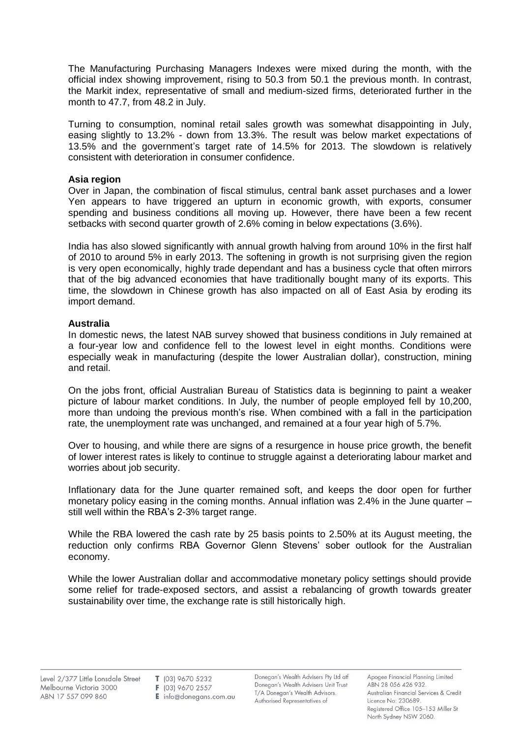The Manufacturing Purchasing Managers Indexes were mixed during the month, with the official index showing improvement, rising to 50.3 from 50.1 the previous month. In contrast, the Markit index, representative of small and medium-sized firms, deteriorated further in the month to 47.7, from 48.2 in July.

Turning to consumption, nominal retail sales growth was somewhat disappointing in July, easing slightly to 13.2% - down from 13.3%. The result was below market expectations of 13.5% and the government's target rate of 14.5% for 2013. The slowdown is relatively consistent with deterioration in consumer confidence.

**Asia region**

Over in Japan, the combination of fiscal stimulus, central bank asset purchases and a lower Yen appears to have triggered an upturn in economic growth, with exports, consumer spending and business conditions all moving up. However, there have been a few recent setbacks with second quarter growth of 2.6% coming in below expectations (3.6%).

India has also slowed significantly with annual growth halving from around 10% in the first half of 2010 to around 5% in early 2013. The softening in growth is not surprising given the region is very open economically, highly trade dependant and has a business cycle that often mirrors that of the big advanced economies that have traditionally bought many of its exports. This time, the slowdown in Chinese growth has also impacted on all of East Asia by eroding its import demand.

**Australia**

In domestic news, the latest NAB survey showed that business conditions in July remained at a four-year low and confidence fell to the lowest level in eight months. Conditions were especially weak in manufacturing (despite the lower Australian dollar), construction, mining and retail.

On the jobs front, official Australian Bureau of Statistics data is beginning to paint a weaker picture of labour market conditions. In July, the number of people employed fell by 10,200, more than undoing the previous month's rise. When combined with a fall in the participation rate, the unemployment rate was unchanged, and remained at a four year high of 5.7%.

Over to housing, and while there are signs of a resurgence in house price growth, the benefit of lower interest rates is likely to continue to struggle against a deteriorating labour market and worries about job security.

Inflationary data for the June quarter remained soft, and keeps the door open for further monetary policy easing in the coming months. Annual inflation was 2.4% in the June quarter – still well within the RBA's 2-3% target range.

While the RBA lowered the cash rate by 25 basis points to 2.50% at its August meeting, the reduction only confirms RBA Governor Glenn Stevens' sober outlook for the Australian economy.

While the lower Australian dollar and accommodative monetary policy settings should provide some relief for trade-exposed sectors, and assist a rebalancing of growth towards greater sustainability over time, the exchange rate is still historically high.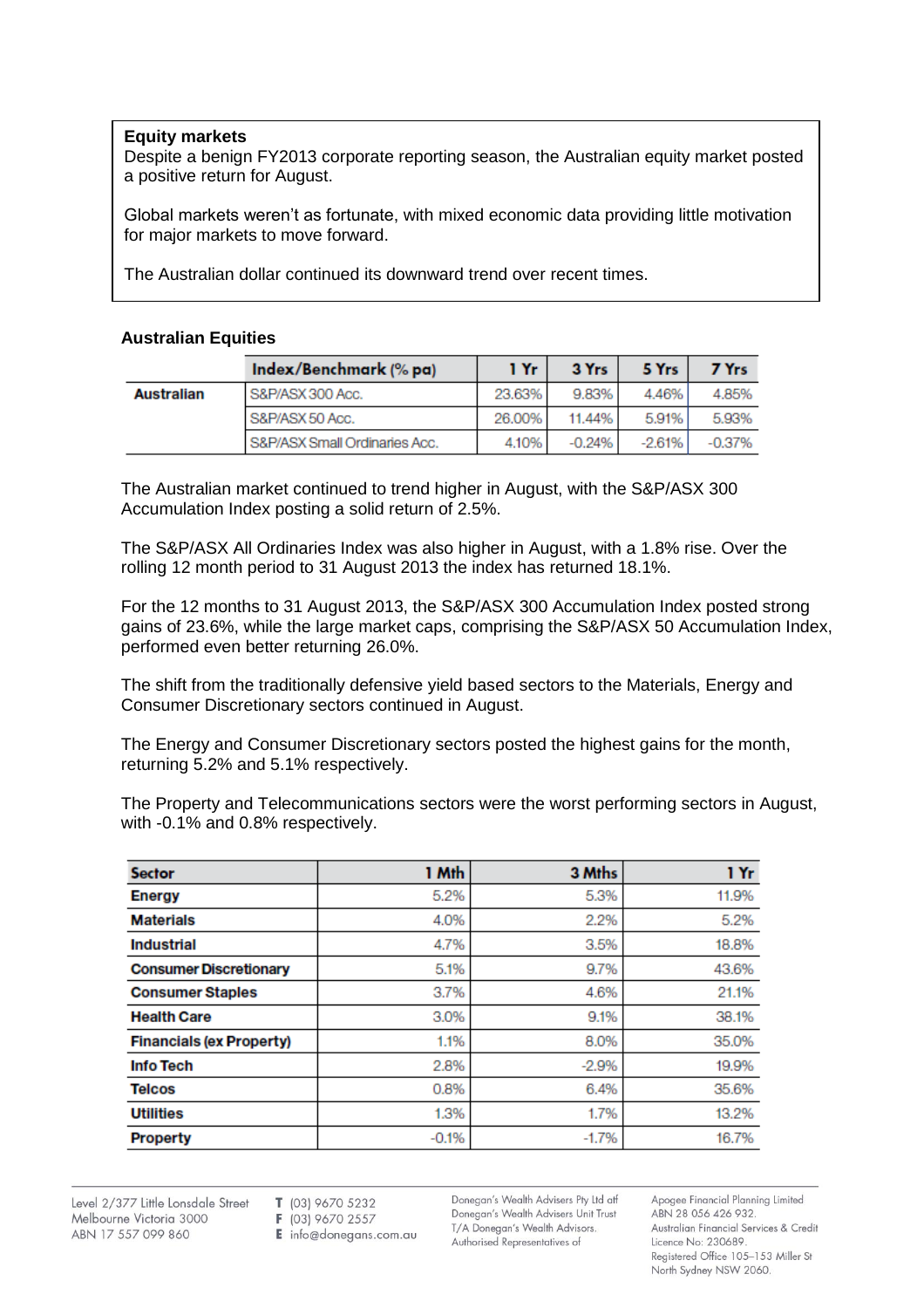**Equity markets**

Despite a benign FY2013 corporate reporting season, the Australian equity market posted a positive return for August.

Global markets weren't as fortunate, with mixed economic data providing little motivation for major markets to move forward.

The Australian dollar continued its downward trend over recent times.

**Australian Equities**

| | Index/Benchmark (% pa) | 1 Yr | 3 Yrs | 5 Yrs | 7 Yrs |
|---|---|---|---|---|---|
| **Australian** | S&P/ASX 300 Acc. | 23.63% | 9.83% | 4.46% | 4.85% |
| | S&P/ASX 50 Acc. | 26.00% | 11.44% | 5.91% | 5.93% |
| | S&P/ASX Small Ordinaries Acc. | 4.10% | -0.24% | -2.61% | -0.37% |

The Australian market continued to trend higher in August, with the S&P/ASX 300 Accumulation Index posting a solid return of 2.5%.

The S&P/ASX All Ordinaries Index was also higher in August, with a 1.8% rise. Over the rolling 12 month period to 31 August 2013 the index has returned 18.1%.

For the 12 months to 31 August 2013, the S&P/ASX 300 Accumulation Index posted strong gains of 23.6%, while the large market caps, comprising the S&P/ASX 50 Accumulation Index, performed even better returning 26.0%.

The shift from the traditionally defensive yield based sectors to the Materials, Energy and Consumer Discretionary sectors continued in August.

The Energy and Consumer Discretionary sectors posted the highest gains for the month, returning 5.2% and 5.1% respectively.

The Property and Telecommunications sectors were the worst performing sectors in August, with -0.1% and 0.8% respectively.

| Sector | 1 Mth | 3 Mths | 1 Yr |
|---|---|---|---|
| **Energy** | 5.2% | 5.3% | 11.9% |
| **Materials** | 4.0% | 2.2% | 5.2% |
| **Industrial** | 4.7% | 3.5% | 18.8% |
| **Consumer Discretionary** | 5.1% | 9.7% | 43.6% |
| **Consumer Staples** | 3.7% | 4.6% | 21.1% |
| **Health Care** | 3.0% | 9.1% | 38.1% |
| **Financials (ex Property)** | 1.1% | 8.0% | 35.0% |
| **Info Tech** | 2.8% | -2.9% | 19.9% |
| **Telcos** | 0.8% | 6.4% | 35.6% |
| **Utilities** | 1.3% | 1.7% | 13.2% |
| **Property** | -0.1% | -1.7% | 16.7% |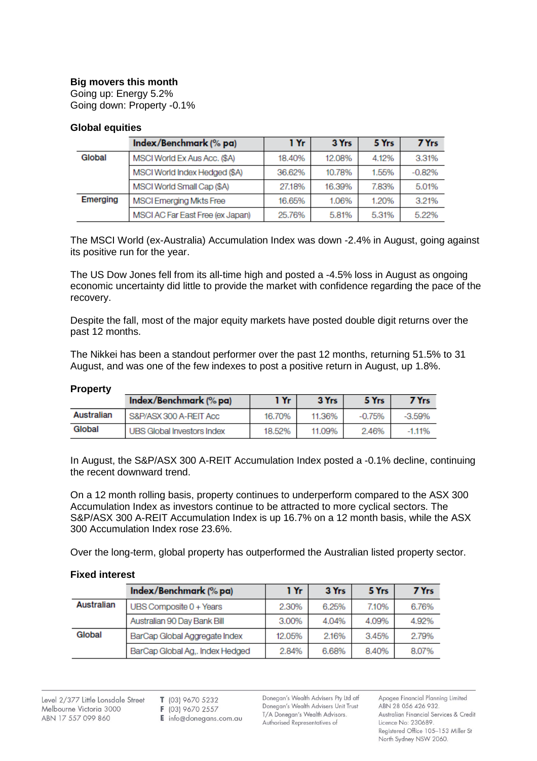**Big movers this month**
Going up: Energy 5.2%
Going down: Property -0.1%

**Global equities**

| | Index/Benchmark (% pa) | 1 Yr | 3 Yrs | 5 Yrs | 7 Yrs |
|---|---|---|---|---|---|
| Global | MSCI World Ex Aus Acc. ($A) | 18.40% | 12.08% | 4.12% | 3.31% |
| | MSCI World Index Hedged ($A) | 36.62% | 10.78% | 1.55% | -0.82% |
| | MSCI World Small Cap ($A) | 27.18% | 16.39% | 7.83% | 5.01% |
| Emerging | MSCI Emerging Mkts Free | 16.65% | 1.06% | 1.20% | 3.21% |
| | MSCI AC Far East Free (ex Japan) | 25.76% | 5.81% | 5.31% | 5.22% |

The MSCI World (ex-Australia) Accumulation Index was down -2.4% in August, going against its positive run for the year.

The US Dow Jones fell from its all-time high and posted a -4.5% loss in August as ongoing economic uncertainty did little to provide the market with confidence regarding the pace of the recovery.

Despite the fall, most of the major equity markets have posted double digit returns over the past 12 months.

The Nikkei has been a standout performer over the past 12 months, returning 51.5% to 31 August, and was one of the few indexes to post a positive return in August, up 1.8%.

**Property**

| | Index/Benchmark (% pa) | 1 Yr | 3 Yrs | 5 Yrs | 7 Yrs |
|---|---|---|---|---|---|
| Australian | S&P/ASX 300 A-REIT Acc | 16.70% | 11.36% | -0.75% | -3.59% |
| Global | UBS Global Investors Index | 18.52% | 11.09% | 2.46% | -1.11% |

In August, the S&P/ASX 300 A-REIT Accumulation Index posted a -0.1% decline, continuing the recent downward trend.

On a 12 month rolling basis, property continues to underperform compared to the ASX 300 Accumulation Index as investors continue to be attracted to more cyclical sectors. The S&P/ASX 300 A-REIT Accumulation Index is up 16.7% on a 12 month basis, while the ASX 300 Accumulation Index rose 23.6%.

Over the long-term, global property has outperformed the Australian listed property sector.

**Fixed interest**

| | Index/Benchmark (% pa) | 1 Yr | 3 Yrs | 5 Yrs | 7 Yrs |
|---|---|---|---|---|---|
| Australian | UBS Composite 0 + Years | 2.30% | 6.25% | 7.10% | 6.76% |
| | Australian 90 Day Bank Bill | 3.00% | 4.04% | 4.09% | 4.92% |
| Global | BarCap Global Aggregate Index | 12.05% | 2.16% | 3.45% | 2.79% |
| | BarCap Global Ag,. Index Hedged | 2.84% | 6.68% | 8.40% | 8.07% |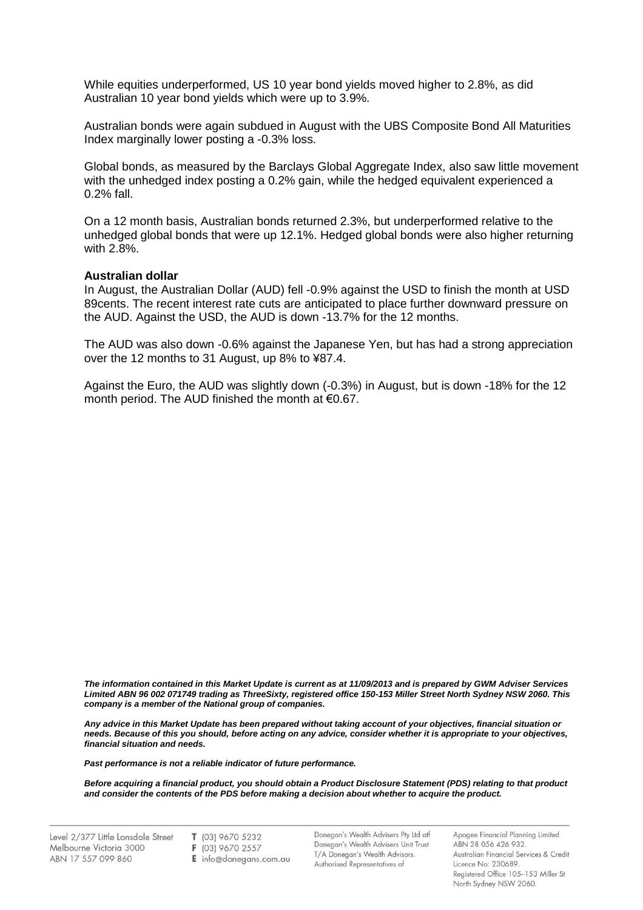While equities underperformed, US 10 year bond yields moved higher to 2.8%, as did Australian 10 year bond yields which were up to 3.9%.

Australian bonds were again subdued in August with the UBS Composite Bond All Maturities Index marginally lower posting a -0.3% loss.

Global bonds, as measured by the Barclays Global Aggregate Index, also saw little movement with the unhedged index posting a 0.2% gain, while the hedged equivalent experienced a 0.2% fall.

On a 12 month basis, Australian bonds returned 2.3%, but underperformed relative to the unhedged global bonds that were up 12.1%. Hedged global bonds were also higher returning with 2.8%.

**Australian dollar**

In August, the Australian Dollar (AUD) fell -0.9% against the USD to finish the month at USD 89cents. The recent interest rate cuts are anticipated to place further downward pressure on the AUD. Against the USD, the AUD is down -13.7% for the 12 months.

The AUD was also down -0.6% against the Japanese Yen, but has had a strong appreciation over the 12 months to 31 August, up 8% to ¥87.4.

Against the Euro, the AUD was slightly down (-0.3%) in August, but is down -18% for the 12 month period. The AUD finished the month at €0.67.

***The information contained in this Market Update is current as at 11/09/2013 and is prepared by GWM Adviser Services Limited ABN 96 002 071749 trading as ThreeSixty, registered office 150-153 Miller Street North Sydney NSW 2060. This company is a member of the National group of companies.***

***Any advice in this Market Update has been prepared without taking account of your objectives, financial situation or needs. Because of this you should, before acting on any advice, consider whether it is appropriate to your objectives, financial situation and needs.***

***Past performance is not a reliable indicator of future performance.***

***Before acquiring a financial product, you should obtain a Product Disclosure Statement (PDS) relating to that product and consider the contents of the PDS before making a decision about whether to acquire the product.***

Level 2/377 Little Lonsdale Street
Melbourne Victoria 3000
ABN 17 557 099 860

T (03) 9670 5232
F (03) 9670 2557
E info@donegans.com.au

Donegan's Wealth Advisers Pty Ltd atf Donegan's Wealth Advisers Unit Trust T/A Donegan's Wealth Advisors. Authorised Representatives of

Apogee Financial Planning Limited ABN 28 056 426 932. Australian Financial Services & Credit Licence No: 230689. Registered Office 105–153 Miller St North Sydney NSW 2060.